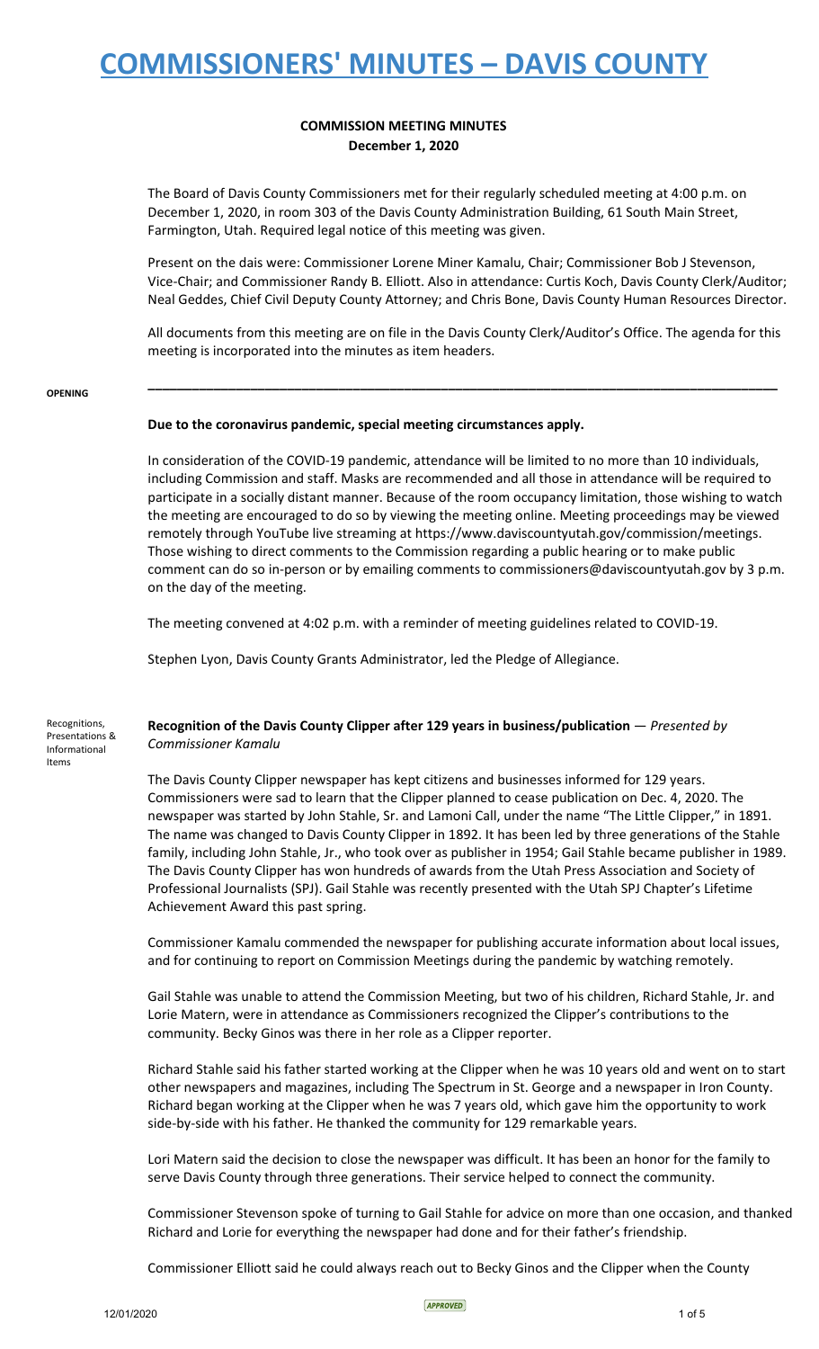# COMMISSIONERS' MINUTES – DAVIS COUNTY

**COMMISSION MEETING MINUTES**
**December 1, 2020**

The Board of Davis County Commissioners met for their regularly scheduled meeting at 4:00 p.m. on December 1, 2020, in room 303 of the Davis County Administration Building, 61 South Main Street, Farmington, Utah. Required legal notice of this meeting was given.

Present on the dais were: Commissioner Lorene Miner Kamalu, Chair; Commissioner Bob J Stevenson, Vice-Chair; and Commissioner Randy B. Elliott. Also in attendance: Curtis Koch, Davis County Clerk/Auditor; Neal Geddes, Chief Civil Deputy County Attorney; and Chris Bone, Davis County Human Resources Director.

All documents from this meeting are on file in the Davis County Clerk/Auditor's Office. The agenda for this meeting is incorporated into the minutes as item headers.

---

**OPENING**

**Due to the coronavirus pandemic, special meeting circumstances apply.**

In consideration of the COVID-19 pandemic, attendance will be limited to no more than 10 individuals, including Commission and staff. Masks are recommended and all those in attendance will be required to participate in a socially distant manner. Because of the room occupancy limitation, those wishing to watch the meeting are encouraged to do so by viewing the meeting online. Meeting proceedings may be viewed remotely through YouTube live streaming at https://www.daviscountyutah.gov/commission/meetings. Those wishing to direct comments to the Commission regarding a public hearing or to make public comment can do so in-person or by emailing comments to commissioners@daviscountyutah.gov by 3 p.m. on the day of the meeting.

The meeting convened at 4:02 p.m. with a reminder of meeting guidelines related to COVID-19.

Stephen Lyon, Davis County Grants Administrator, led the Pledge of Allegiance.

Recognitions, Presentations & Informational Items

**Recognition of the Davis County Clipper after 129 years in business/publication** — *Presented by Commissioner Kamalu*

The Davis County Clipper newspaper has kept citizens and businesses informed for 129 years. Commissioners were sad to learn that the Clipper planned to cease publication on Dec. 4, 2020. The newspaper was started by John Stahle, Sr. and Lamoni Call, under the name "The Little Clipper," in 1891. The name was changed to Davis County Clipper in 1892. It has been led by three generations of the Stahle family, including John Stahle, Jr., who took over as publisher in 1954; Gail Stahle became publisher in 1989. The Davis County Clipper has won hundreds of awards from the Utah Press Association and Society of Professional Journalists (SPJ). Gail Stahle was recently presented with the Utah SPJ Chapter's Lifetime Achievement Award this past spring.

Commissioner Kamalu commended the newspaper for publishing accurate information about local issues, and for continuing to report on Commission Meetings during the pandemic by watching remotely.

Gail Stahle was unable to attend the Commission Meeting, but two of his children, Richard Stahle, Jr. and Lorie Matern, were in attendance as Commissioners recognized the Clipper's contributions to the community. Becky Ginos was there in her role as a Clipper reporter.

Richard Stahle said his father started working at the Clipper when he was 10 years old and went on to start other newspapers and magazines, including The Spectrum in St. George and a newspaper in Iron County. Richard began working at the Clipper when he was 7 years old, which gave him the opportunity to work side-by-side with his father. He thanked the community for 129 remarkable years.

Lori Matern said the decision to close the newspaper was difficult. It has been an honor for the family to serve Davis County through three generations. Their service helped to connect the community.

Commissioner Stevenson spoke of turning to Gail Stahle for advice on more than one occasion, and thanked Richard and Lorie for everything the newspaper had done and for their father's friendship.

Commissioner Elliott said he could always reach out to Becky Ginos and the Clipper when the County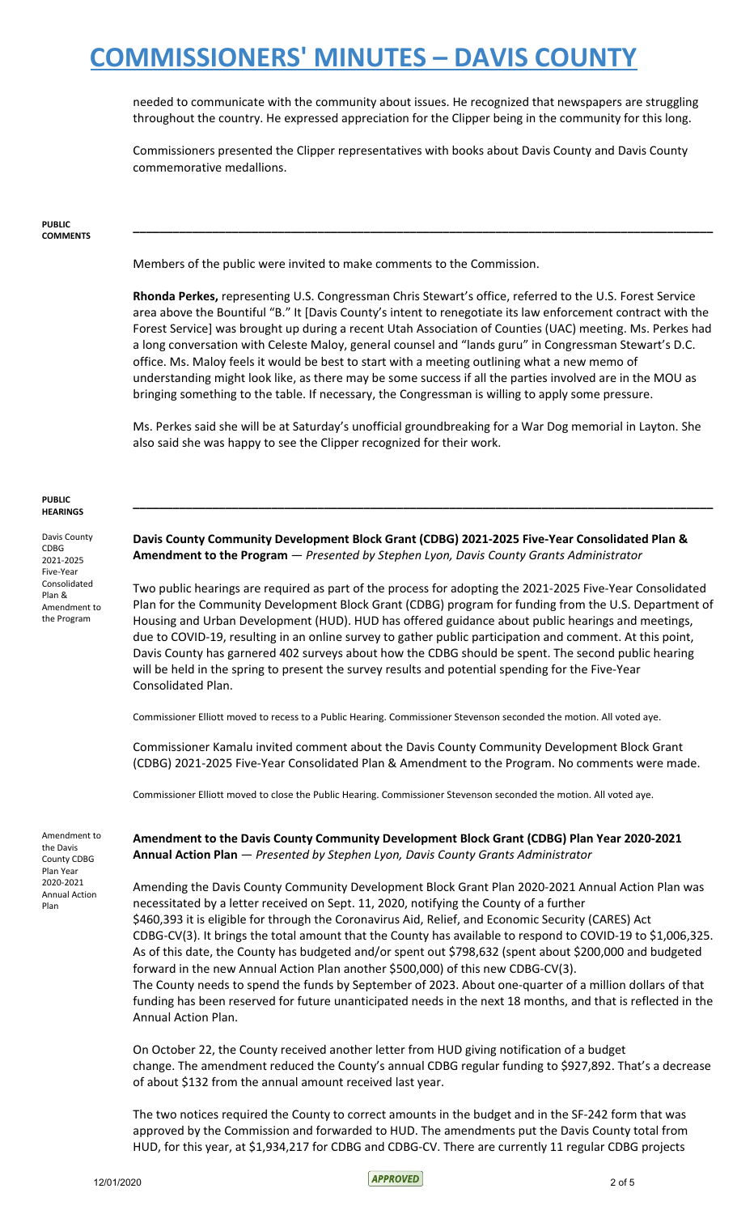needed to communicate with the community about issues. He recognized that newspapers are struggling throughout the country. He expressed appreciation for the Clipper being in the community for this long.

Commissioners presented the Clipper representatives with books about Davis County and Davis County commemorative medallions.

**PUBLIC COMMENTS**

---

Members of the public were invited to make comments to the Commission.

**Rhonda Perkes,** representing U.S. Congressman Chris Stewart's office, referred to the U.S. Forest Service area above the Bountiful "B." It [Davis County's intent to renegotiate its law enforcement contract with the Forest Service] was brought up during a recent Utah Association of Counties (UAC) meeting. Ms. Perkes had a long conversation with Celeste Maloy, general counsel and "lands guru" in Congressman Stewart's D.C. office. Ms. Maloy feels it would be best to start with a meeting outlining what a new memo of understanding might look like, as there may be some success if all the parties involved are in the MOU as bringing something to the table. If necessary, the Congressman is willing to apply some pressure.

Ms. Perkes said she will be at Saturday's unofficial groundbreaking for a War Dog memorial in Layton. She also said she was happy to see the Clipper recognized for their work.

**PUBLIC HEARINGS**

---

*Davis County CDBG 2021-2025 Five-Year Consolidated Plan & Amendment to the Program*

**Davis County Community Development Block Grant (CDBG) 2021-2025 Five-Year Consolidated Plan & Amendment to the Program** — *Presented by Stephen Lyon, Davis County Grants Administrator*

Two public hearings are required as part of the process for adopting the 2021-2025 Five-Year Consolidated Plan for the Community Development Block Grant (CDBG) program for funding from the U.S. Department of Housing and Urban Development (HUD). HUD has offered guidance about public hearings and meetings, due to COVID-19, resulting in an online survey to gather public participation and comment. At this point, Davis County has garnered 402 surveys about how the CDBG should be spent. The second public hearing will be held in the spring to present the survey results and potential spending for the Five-Year Consolidated Plan.

Commissioner Elliott moved to recess to a Public Hearing. Commissioner Stevenson seconded the motion. All voted aye.

Commissioner Kamalu invited comment about the Davis County Community Development Block Grant (CDBG) 2021-2025 Five-Year Consolidated Plan & Amendment to the Program. No comments were made.

Commissioner Elliott moved to close the Public Hearing. Commissioner Stevenson seconded the motion. All voted aye.

*Amendment to the Davis County CDBG Plan Year 2020-2021 Annual Action Plan*

**Amendment to the Davis County Community Development Block Grant (CDBG) Plan Year 2020-2021 Annual Action Plan** — *Presented by Stephen Lyon, Davis County Grants Administrator*

Amending the Davis County Community Development Block Grant Plan 2020-2021 Annual Action Plan was necessitated by a letter received on Sept. 11, 2020, notifying the County of a further $460,393 it is eligible for through the Coronavirus Aid, Relief, and Economic Security (CARES) Act CDBG-CV(3). It brings the total amount that the County has available to respond to COVID-19 to $1,006,325. As of this date, the County has budgeted and/or spent out $798,632 (spent about $200,000 and budgeted forward in the new Annual Action Plan another $500,000) of this new CDBG-CV(3).
The County needs to spend the funds by September of 2023. About one-quarter of a million dollars of that funding has been reserved for future unanticipated needs in the next 18 months, and that is reflected in the Annual Action Plan.

On October 22, the County received another letter from HUD giving notification of a budget change. The amendment reduced the County's annual CDBG regular funding to $927,892. That's a decrease of about $132 from the annual amount received last year.

The two notices required the County to correct amounts in the budget and in the SF-242 form that was approved by the Commission and forwarded to HUD. The amendments put the Davis County total from HUD, for this year, at $1,934,217 for CDBG and CDBG-CV. There are currently 11 regular CDBG projects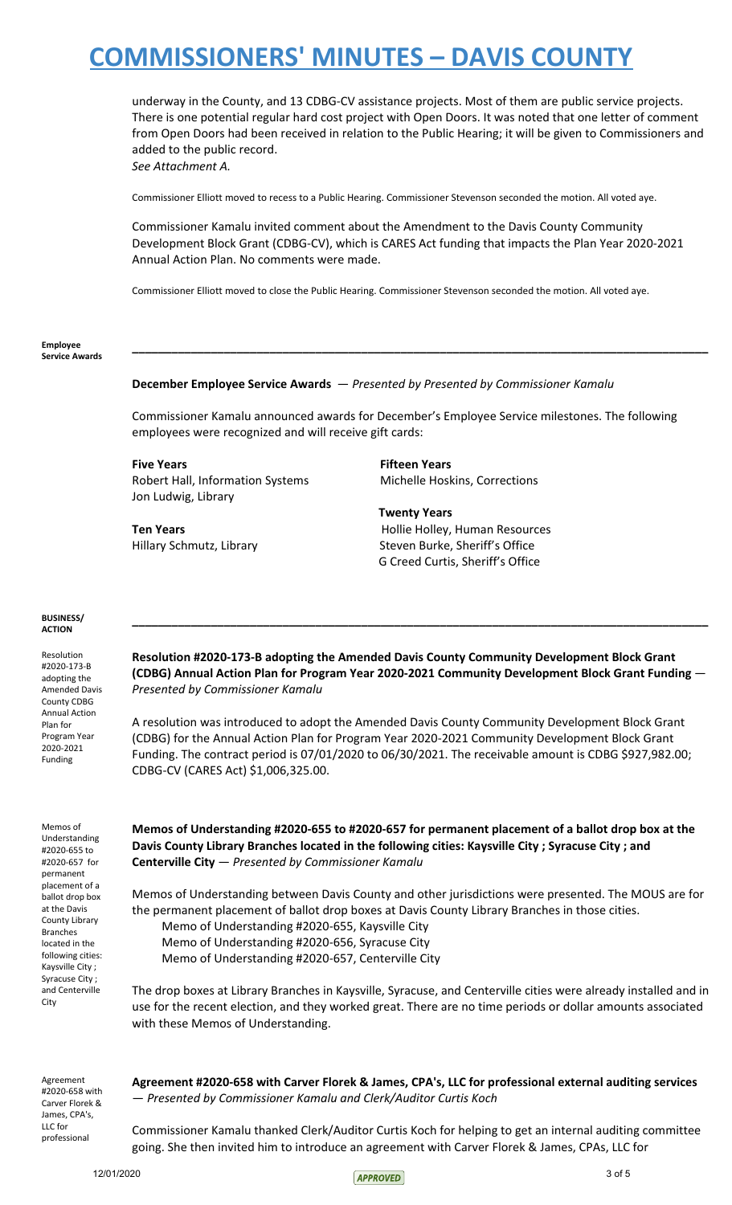underway in the County, and 13 CDBG-CV assistance projects. Most of them are public service projects. There is one potential regular hard cost project with Open Doors. It was noted that one letter of comment from Open Doors had been received in relation to the Public Hearing; it will be given to Commissioners and added to the public record.
*See Attachment A.*

Commissioner Elliott moved to recess to a Public Hearing. Commissioner Stevenson seconded the motion. All voted aye.

Commissioner Kamalu invited comment about the Amendment to the Davis County Community Development Block Grant (CDBG-CV), which is CARES Act funding that impacts the Plan Year 2020-2021 Annual Action Plan. No comments were made.

Commissioner Elliott moved to close the Public Hearing. Commissioner Stevenson seconded the motion. All voted aye.

**Employee Service Awards**

---

**December Employee Service Awards** — *Presented by Presented by Commissioner Kamalu*

Commissioner Kamalu announced awards for December's Employee Service milestones. The following employees were recognized and will receive gift cards:

**Five Years**
Robert Hall, Information Systems
Jon Ludwig, Library

**Ten Years**
Hillary Schmutz, Library

**Fifteen Years**
Michelle Hoskins, Corrections

**Twenty Years**
Hollie Holley, Human Resources
Steven Burke, Sheriff's Office
G Creed Curtis, Sheriff's Office

**BUSINESS/ ACTION**

---

Resolution #2020-173-B adopting the Amended Davis County CDBG Annual Action Plan for Program Year 2020-2021 Funding

**Resolution #2020-173-B adopting the Amended Davis County Community Development Block Grant (CDBG) Annual Action Plan for Program Year 2020-2021 Community Development Block Grant Funding** — *Presented by Commissioner Kamalu*

A resolution was introduced to adopt the Amended Davis County Community Development Block Grant (CDBG) for the Annual Action Plan for Program Year 2020-2021 Community Development Block Grant Funding. The contract period is 07/01/2020 to 06/30/2021. The receivable amount is CDBG $927,982.00; CDBG-CV (CARES Act) $1,006,325.00.

Memos of Understanding #2020-655 to #2020-657 for permanent placement of a ballot drop box at the Davis County Library Branches located in the following cities: Kaysville City ; Syracuse City ; and Centerville City

**Memos of Understanding #2020-655 to #2020-657 for permanent placement of a ballot drop box at the Davis County Library Branches located in the following cities: Kaysville City ; Syracuse City ; and Centerville City** — *Presented by Commissioner Kamalu*

Memos of Understanding between Davis County and other jurisdictions were presented. The MOUS are for the permanent placement of ballot drop boxes at Davis County Library Branches in those cities.
- Memo of Understanding #2020-655, Kaysville City
- Memo of Understanding #2020-656, Syracuse City
- Memo of Understanding #2020-657, Centerville City

The drop boxes at Library Branches in Kaysville, Syracuse, and Centerville cities were already installed and in use for the recent election, and they worked great. There are no time periods or dollar amounts associated with these Memos of Understanding.

Agreement #2020-658 with Carver Florek & James, CPA's, LLC for professional

**Agreement #2020-658 with Carver Florek & James, CPA's, LLC for professional external auditing services** — *Presented by Commissioner Kamalu and Clerk/Auditor Curtis Koch*

Commissioner Kamalu thanked Clerk/Auditor Curtis Koch for helping to get an internal auditing committee going. She then invited him to introduce an agreement with Carver Florek & James, CPAs, LLC for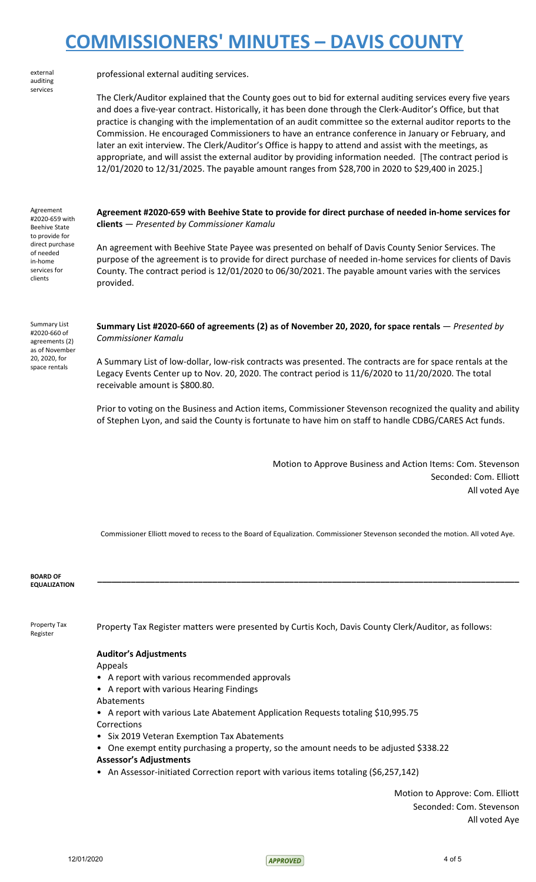professional external auditing services.

The Clerk/Auditor explained that the County goes out to bid for external auditing services every five years and does a five-year contract. Historically, it has been done through the Clerk-Auditor's Office, but that practice is changing with the implementation of an audit committee so the external auditor reports to the Commission. He encouraged Commissioners to have an entrance conference in January or February, and later an exit interview. The Clerk/Auditor's Office is happy to attend and assist with the meetings, as appropriate, and will assist the external auditor by providing information needed. [The contract period is 12/01/2020 to 12/31/2025. The payable amount ranges from $28,700 in 2020 to $29,400 in 2025.]

**Agreement #2020-659 with Beehive State to provide for direct purchase of needed in-home services for clients** — *Presented by Commissioner Kamalu*

An agreement with Beehive State Payee was presented on behalf of Davis County Senior Services. The purpose of the agreement is to provide for direct purchase of needed in-home services for clients of Davis County. The contract period is 12/01/2020 to 06/30/2021. The payable amount varies with the services provided.

**Summary List #2020-660 of agreements (2) as of November 20, 2020, for space rentals** — *Presented by Commissioner Kamalu*

A Summary List of low-dollar, low-risk contracts was presented. The contracts are for space rentals at the Legacy Events Center up to Nov. 20, 2020. The contract period is 11/6/2020 to 11/20/2020. The total receivable amount is $800.80.

Prior to voting on the Business and Action items, Commissioner Stevenson recognized the quality and ability of Stephen Lyon, and said the County is fortunate to have him on staff to handle CDBG/CARES Act funds.

Motion to Approve Business and Action Items: Com. Stevenson
Seconded: Com. Elliott
All voted Aye

Commissioner Elliott moved to recess to the Board of Equalization. Commissioner Stevenson seconded the motion. All voted Aye.

## BOARD OF EQUALIZATION

---

Property Tax Register matters were presented by Curtis Koch, Davis County Clerk/Auditor, as follows:

**Auditor's Adjustments**

Appeals

- A report with various recommended approvals
- A report with various Hearing Findings

Abatements

- A report with various Late Abatement Application Requests totaling $10,995.75

Corrections

- Six 2019 Veteran Exemption Tax Abatements
- One exempt entity purchasing a property, so the amount needs to be adjusted $338.22

**Assessor's Adjustments**

- An Assessor-initiated Correction report with various items totaling ($6,257,142)

Motion to Approve: Com. Elliott
Seconded: Com. Stevenson
All voted Aye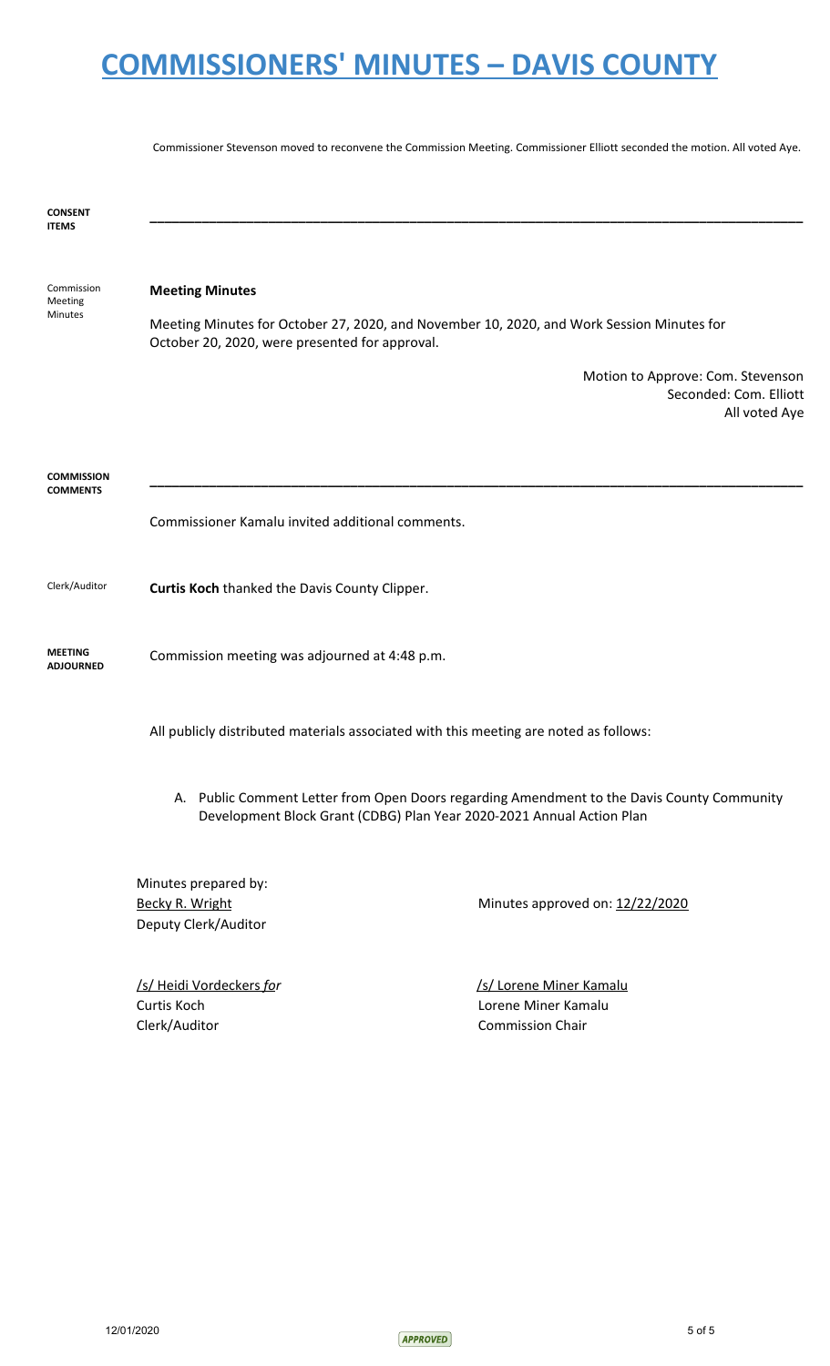Commissioner Stevenson moved to reconvene the Commission Meeting. Commissioner Elliott seconded the motion. All voted Aye.

**CONSENT ITEMS**

Commission Meeting Minutes

**Meeting Minutes**

Meeting Minutes for October 27, 2020, and November 10, 2020, and Work Session Minutes for October 20, 2020, were presented for approval.

Motion to Approve: Com. Stevenson
Seconded: Com. Elliott
All voted Aye

**COMMISSION COMMENTS**

Commissioner Kamalu invited additional comments.

Clerk/Auditor

**Curtis Koch** thanked the Davis County Clipper.

**MEETING ADJOURNED**

Commission meeting was adjourned at 4:48 p.m.

All publicly distributed materials associated with this meeting are noted as follows:

A. Public Comment Letter from Open Doors regarding Amendment to the Davis County Community Development Block Grant (CDBG) Plan Year 2020-2021 Annual Action Plan

Minutes prepared by:
Becky R. Wright
Deputy Clerk/Auditor

Minutes approved on: 12/22/2020

/s/ Heidi Vordeckers *for*
Curtis Koch
Clerk/Auditor

/s/ Lorene Miner Kamalu
Lorene Miner Kamalu
Commission Chair